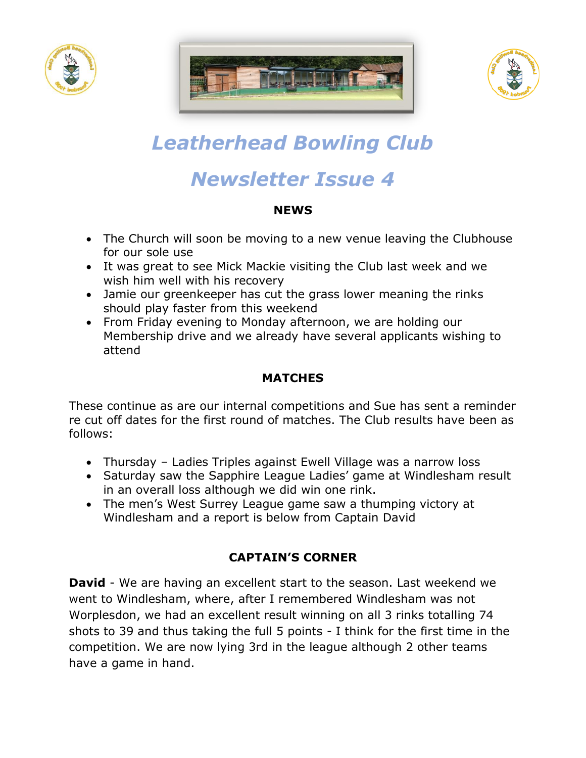# Leatherhead Bowling Club

# Newsletter Issue 4

## NEWS

- The Church will soon be moving to a new venue leaving the Clubhouse for our sole use
- It was great to see Mick Mackie visiting the Club last week and we wish him well with his recovery
- Jamie our greenkeeper has cut the grass lower meaning the rinks should play faster from this weekend
- From Friday evening to Monday afternoon, we are holding our Membership drive and we already have several applicants wishing to attend

## MATCHES

These continue as are our internal competitions and Sue has sent a reminder re cut off dates for the first round of matches. The Club results have been as follows:

- Thursday – Ladies Triples against Ewell Village was a narrow loss
- Saturday saw the Sapphire League Ladies' game at Windlesham result in an overall loss although we did win one rink.
- The men's West Surrey League game saw a thumping victory at Windlesham and a report is below from Captain David

## CAPTAIN'S CORNER

**David** - We are having an excellent start to the season. Last weekend we went to Windlesham, where, after I remembered Windlesham was not Worplesdon, we had an excellent result winning on all 3 rinks totalling 74 shots to 39 and thus taking the full 5 points - I think for the first time in the competition. We are now lying 3rd in the league although 2 other teams have a game in hand.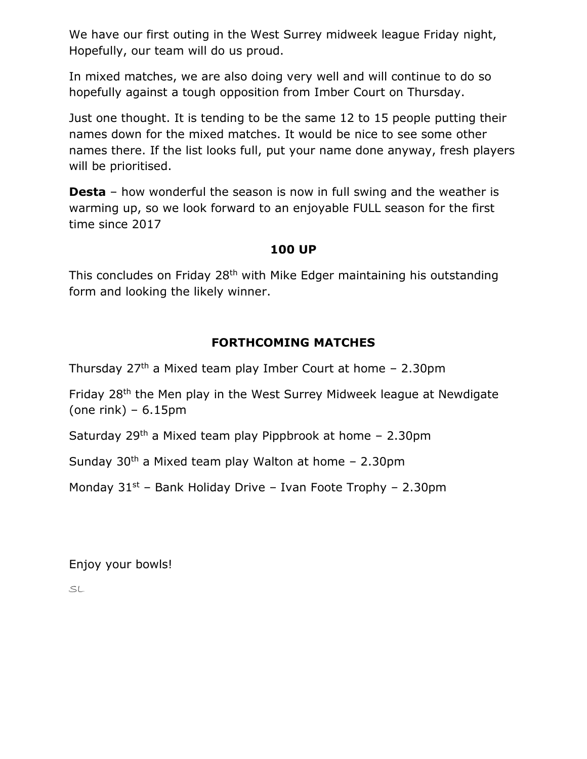We have our first outing in the West Surrey midweek league Friday night, Hopefully, our team will do us proud.

In mixed matches, we are also doing very well and will continue to do so hopefully against a tough opposition from Imber Court on Thursday.

Just one thought. It is tending to be the same 12 to 15 people putting their names down for the mixed matches. It would be nice to see some other names there. If the list looks full, put your name done anyway, fresh players will be prioritised.

**Desta** – how wonderful the season is now in full swing and the weather is warming up, so we look forward to an enjoyable FULL season for the first time since 2017

## 100 UP

This concludes on Friday 28th with Mike Edger maintaining his outstanding form and looking the likely winner.

## FORTHCOMING MATCHES

Thursday 27th a Mixed team play Imber Court at home – 2.30pm

Friday 28th the Men play in the West Surrey Midweek league at Newdigate (one rink) – 6.15pm

Saturday 29th a Mixed team play Pippbrook at home – 2.30pm

Sunday 30th a Mixed team play Walton at home – 2.30pm

Monday 31st – Bank Holiday Drive – Ivan Foote Trophy – 2.30pm

Enjoy your bowls!

SL